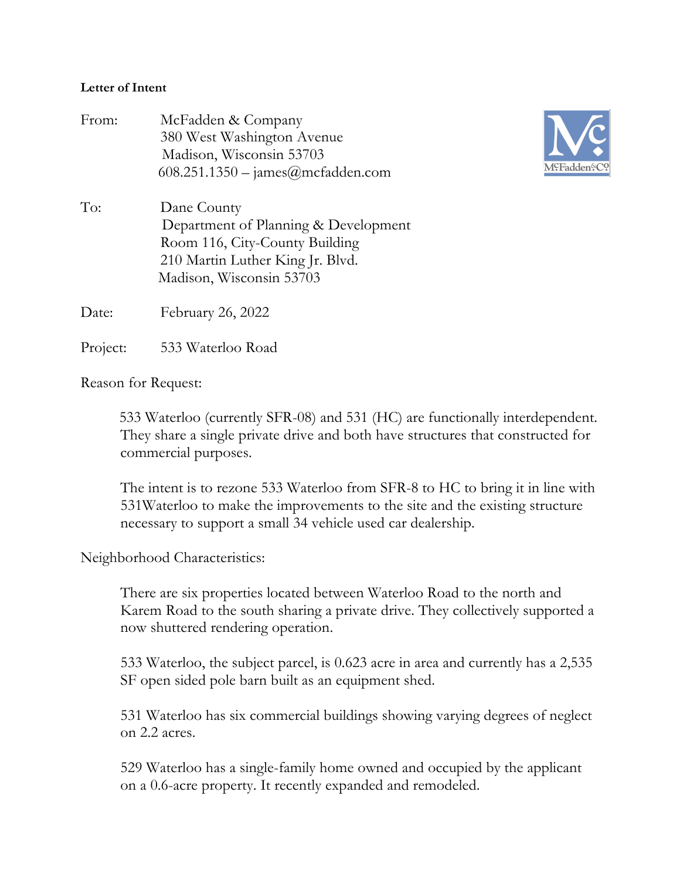**Letter of Intent**

From: McFadden & Company
380 West Washington Avenue
Madison, Wisconsin 53703
608.251.1350 – james@mcfadden.com

To: Dane County
Department of Planning & Development
Room 116, City-County Building
210 Martin Luther King Jr. Blvd.
Madison, Wisconsin 53703

Date: February 26, 2022

Project: 533 Waterloo Road

Reason for Request:

533 Waterloo (currently SFR-08) and 531 (HC) are functionally interdependent. They share a single private drive and both have structures that constructed for commercial purposes.

The intent is to rezone 533 Waterloo from SFR-8 to HC to bring it in line with 531Waterloo to make the improvements to the site and the existing structure necessary to support a small 34 vehicle used car dealership.

Neighborhood Characteristics:

There are six properties located between Waterloo Road to the north and Karem Road to the south sharing a private drive. They collectively supported a now shuttered rendering operation.

533 Waterloo, the subject parcel, is 0.623 acre in area and currently has a 2,535 SF open sided pole barn built as an equipment shed.

531 Waterloo has six commercial buildings showing varying degrees of neglect on 2.2 acres.

529 Waterloo has a single-family home owned and occupied by the applicant on a 0.6-acre property. It recently expanded and remodeled.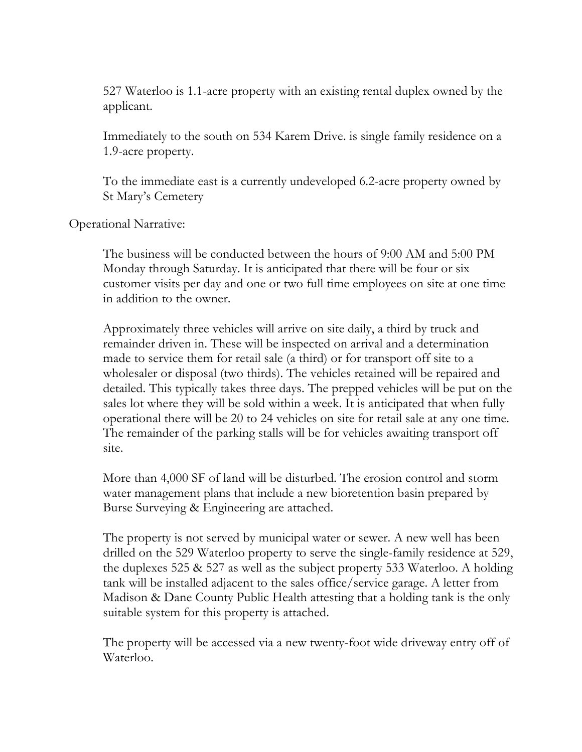527 Waterloo is 1.1-acre property with an existing rental duplex owned by the applicant.

Immediately to the south on 534 Karem Drive. is single family residence on a 1.9-acre property.

To the immediate east is a currently undeveloped 6.2-acre property owned by St Mary's Cemetery

Operational Narrative:

The business will be conducted between the hours of 9:00 AM and 5:00 PM Monday through Saturday. It is anticipated that there will be four or six customer visits per day and one or two full time employees on site at one time in addition to the owner.

Approximately three vehicles will arrive on site daily, a third by truck and remainder driven in. These will be inspected on arrival and a determination made to service them for retail sale (a third) or for transport off site to a wholesaler or disposal (two thirds). The vehicles retained will be repaired and detailed. This typically takes three days. The prepped vehicles will be put on the sales lot where they will be sold within a week. It is anticipated that when fully operational there will be 20 to 24 vehicles on site for retail sale at any one time. The remainder of the parking stalls will be for vehicles awaiting transport off site.

More than 4,000 SF of land will be disturbed. The erosion control and storm water management plans that include a new bioretention basin prepared by Burse Surveying & Engineering are attached.

The property is not served by municipal water or sewer. A new well has been drilled on the 529 Waterloo property to serve the single-family residence at 529, the duplexes 525 & 527 as well as the subject property 533 Waterloo. A holding tank will be installed adjacent to the sales office/service garage. A letter from Madison & Dane County Public Health attesting that a holding tank is the only suitable system for this property is attached.

The property will be accessed via a new twenty-foot wide driveway entry off of Waterloo.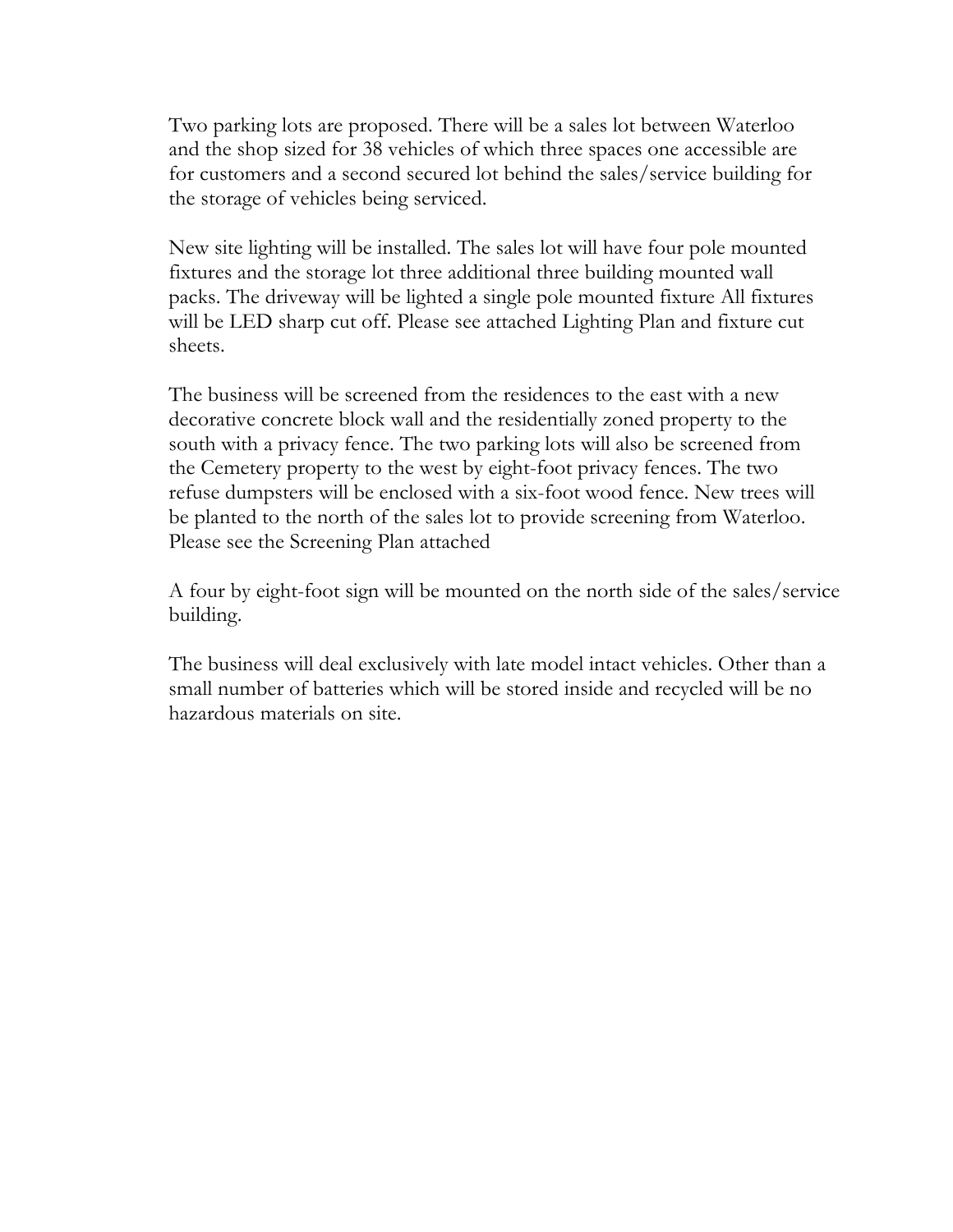Two parking lots are proposed. There will be a sales lot between Waterloo and the shop sized for 38 vehicles of which three spaces one accessible are for customers and a second secured lot behind the sales/service building for the storage of vehicles being serviced.

New site lighting will be installed. The sales lot will have four pole mounted fixtures and the storage lot three additional three building mounted wall packs. The driveway will be lighted a single pole mounted fixture All fixtures will be LED sharp cut off. Please see attached Lighting Plan and fixture cut sheets.

The business will be screened from the residences to the east with a new decorative concrete block wall and the residentially zoned property to the south with a privacy fence. The two parking lots will also be screened from the Cemetery property to the west by eight-foot privacy fences. The two refuse dumpsters will be enclosed with a six-foot wood fence. New trees will be planted to the north of the sales lot to provide screening from Waterloo. Please see the Screening Plan attached

A four by eight-foot sign will be mounted on the north side of the sales/service building.

The business will deal exclusively with late model intact vehicles. Other than a small number of batteries which will be stored inside and recycled will be no hazardous materials on site.